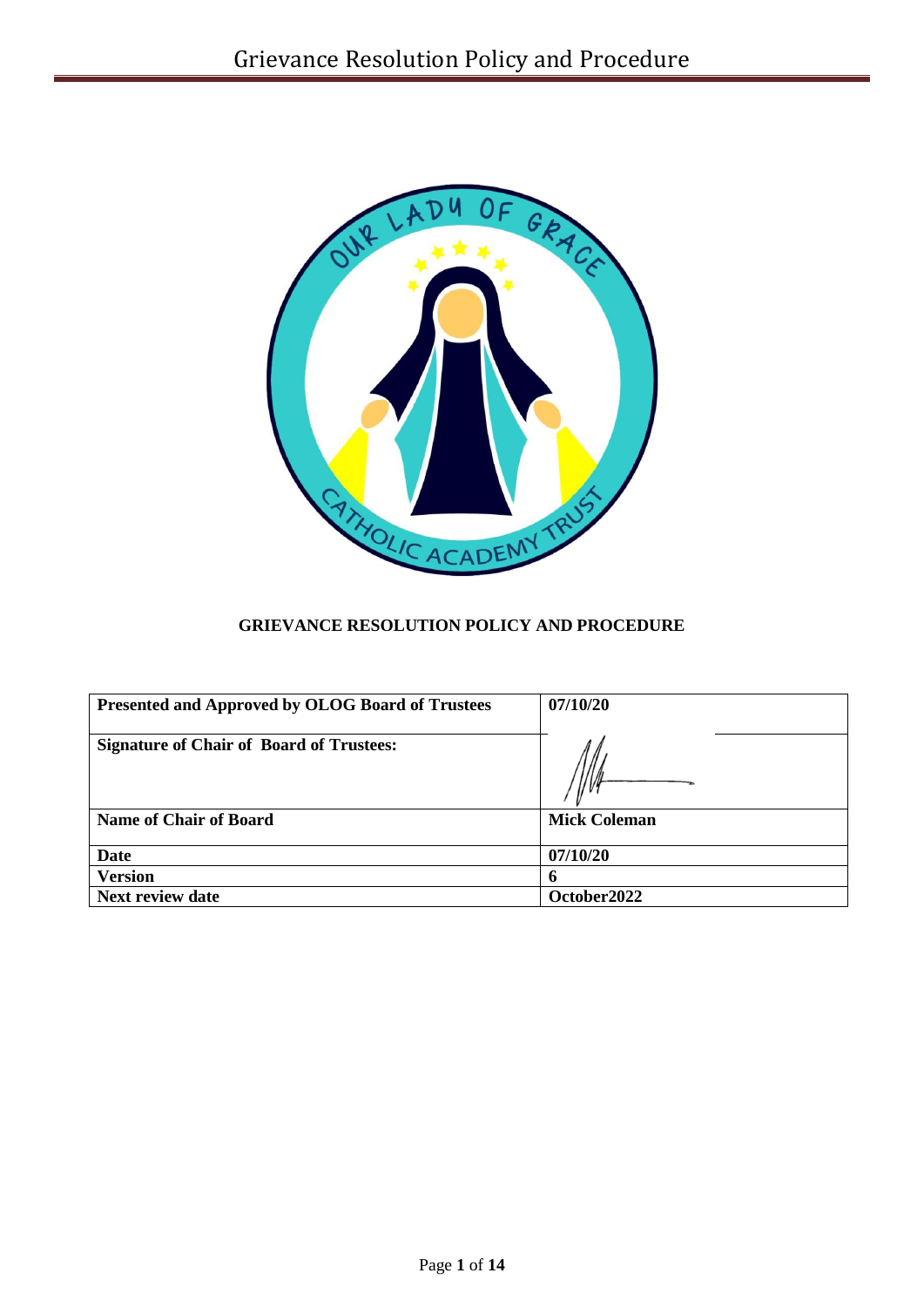# GRIEVANCE RESOLUTION POLICY AND PROCEDURE

| **Presented and Approved by OLOG Board of Trustees** | **07/10/20** |
|---|---|
| **Signature of Chair of Board of Trustees:** | |
| **Name of Chair of Board** | **Mick Coleman** |
| **Date** | **07/10/20** |
| **Version** | **6** |
| **Next review date** | **October2022** |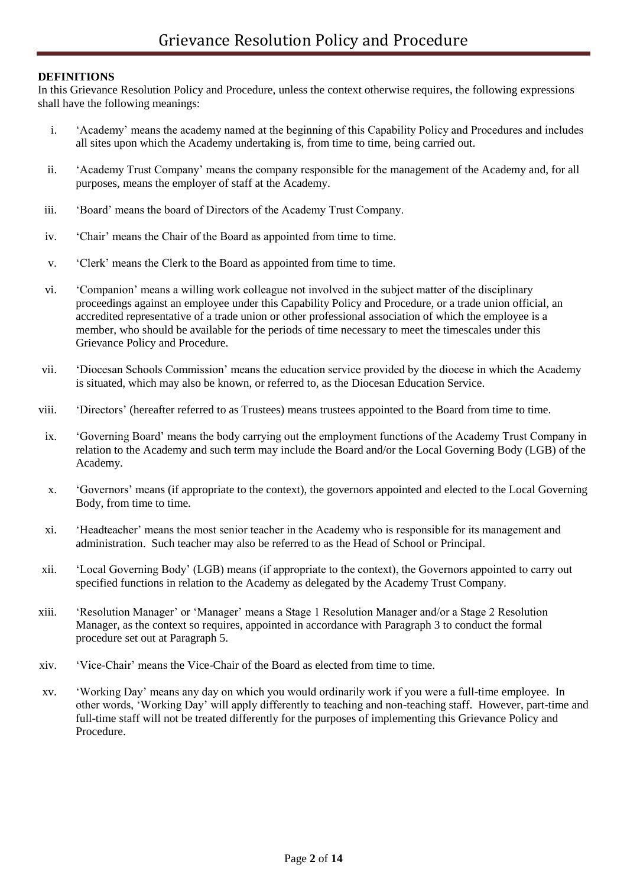## DEFINITIONS

In this Grievance Resolution Policy and Procedure, unless the context otherwise requires, the following expressions shall have the following meanings:

i. 'Academy' means the academy named at the beginning of this Capability Policy and Procedures and includes all sites upon which the Academy undertaking is, from time to time, being carried out.

ii. 'Academy Trust Company' means the company responsible for the management of the Academy and, for all purposes, means the employer of staff at the Academy.

iii. 'Board' means the board of Directors of the Academy Trust Company.

iv. 'Chair' means the Chair of the Board as appointed from time to time.

v. 'Clerk' means the Clerk to the Board as appointed from time to time.

vi. 'Companion' means a willing work colleague not involved in the subject matter of the disciplinary proceedings against an employee under this Capability Policy and Procedure, or a trade union official, an accredited representative of a trade union or other professional association of which the employee is a member, who should be available for the periods of time necessary to meet the timescales under this Grievance Policy and Procedure.

vii. 'Diocesan Schools Commission' means the education service provided by the diocese in which the Academy is situated, which may also be known, or referred to, as the Diocesan Education Service.

viii. 'Directors' (hereafter referred to as Trustees) means trustees appointed to the Board from time to time.

ix. 'Governing Board' means the body carrying out the employment functions of the Academy Trust Company in relation to the Academy and such term may include the Board and/or the Local Governing Body (LGB) of the Academy.

x. 'Governors' means (if appropriate to the context), the governors appointed and elected to the Local Governing Body, from time to time.

xi. 'Headteacher' means the most senior teacher in the Academy who is responsible for its management and administration. Such teacher may also be referred to as the Head of School or Principal.

xii. 'Local Governing Body' (LGB) means (if appropriate to the context), the Governors appointed to carry out specified functions in relation to the Academy as delegated by the Academy Trust Company.

xiii. 'Resolution Manager' or 'Manager' means a Stage 1 Resolution Manager and/or a Stage 2 Resolution Manager, as the context so requires, appointed in accordance with Paragraph 3 to conduct the formal procedure set out at Paragraph 5.

xiv. 'Vice-Chair' means the Vice-Chair of the Board as elected from time to time.

xv. 'Working Day' means any day on which you would ordinarily work if you were a full-time employee. In other words, 'Working Day' will apply differently to teaching and non-teaching staff. However, part-time and full-time staff will not be treated differently for the purposes of implementing this Grievance Policy and Procedure.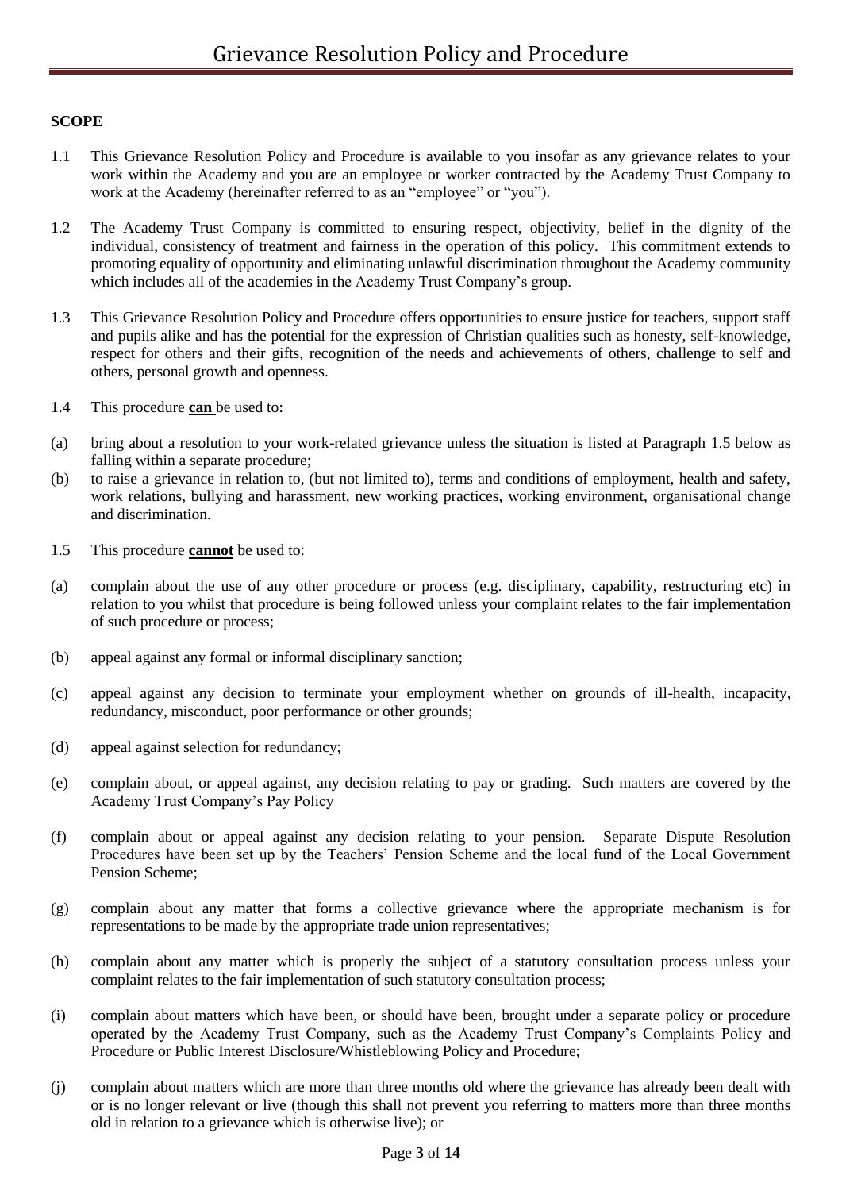## SCOPE

1.1 This Grievance Resolution Policy and Procedure is available to you insofar as any grievance relates to your work within the Academy and you are an employee or worker contracted by the Academy Trust Company to work at the Academy (hereinafter referred to as an "employee" or "you").

1.2 The Academy Trust Company is committed to ensuring respect, objectivity, belief in the dignity of the individual, consistency of treatment and fairness in the operation of this policy. This commitment extends to promoting equality of opportunity and eliminating unlawful discrimination throughout the Academy community which includes all of the academies in the Academy Trust Company's group.

1.3 This Grievance Resolution Policy and Procedure offers opportunities to ensure justice for teachers, support staff and pupils alike and has the potential for the expression of Christian qualities such as honesty, self-knowledge, respect for others and their gifts, recognition of the needs and achievements of others, challenge to self and others, personal growth and openness.

1.4 This procedure **can** be used to:

(a) bring about a resolution to your work-related grievance unless the situation is listed at Paragraph 1.5 below as falling within a separate procedure;

(b) to raise a grievance in relation to, (but not limited to), terms and conditions of employment, health and safety, work relations, bullying and harassment, new working practices, working environment, organisational change and discrimination.

1.5 This procedure **cannot** be used to:

(a) complain about the use of any other procedure or process (e.g. disciplinary, capability, restructuring etc) in relation to you whilst that procedure is being followed unless your complaint relates to the fair implementation of such procedure or process;

(b) appeal against any formal or informal disciplinary sanction;

(c) appeal against any decision to terminate your employment whether on grounds of ill-health, incapacity, redundancy, misconduct, poor performance or other grounds;

(d) appeal against selection for redundancy;

(e) complain about, or appeal against, any decision relating to pay or grading. Such matters are covered by the Academy Trust Company's Pay Policy

(f) complain about or appeal against any decision relating to your pension. Separate Dispute Resolution Procedures have been set up by the Teachers' Pension Scheme and the local fund of the Local Government Pension Scheme;

(g) complain about any matter that forms a collective grievance where the appropriate mechanism is for representations to be made by the appropriate trade union representatives;

(h) complain about any matter which is properly the subject of a statutory consultation process unless your complaint relates to the fair implementation of such statutory consultation process;

(i) complain about matters which have been, or should have been, brought under a separate policy or procedure operated by the Academy Trust Company, such as the Academy Trust Company's Complaints Policy and Procedure or Public Interest Disclosure/Whistleblowing Policy and Procedure;

(j) complain about matters which are more than three months old where the grievance has already been dealt with or is no longer relevant or live (though this shall not prevent you referring to matters more than three months old in relation to a grievance which is otherwise live); or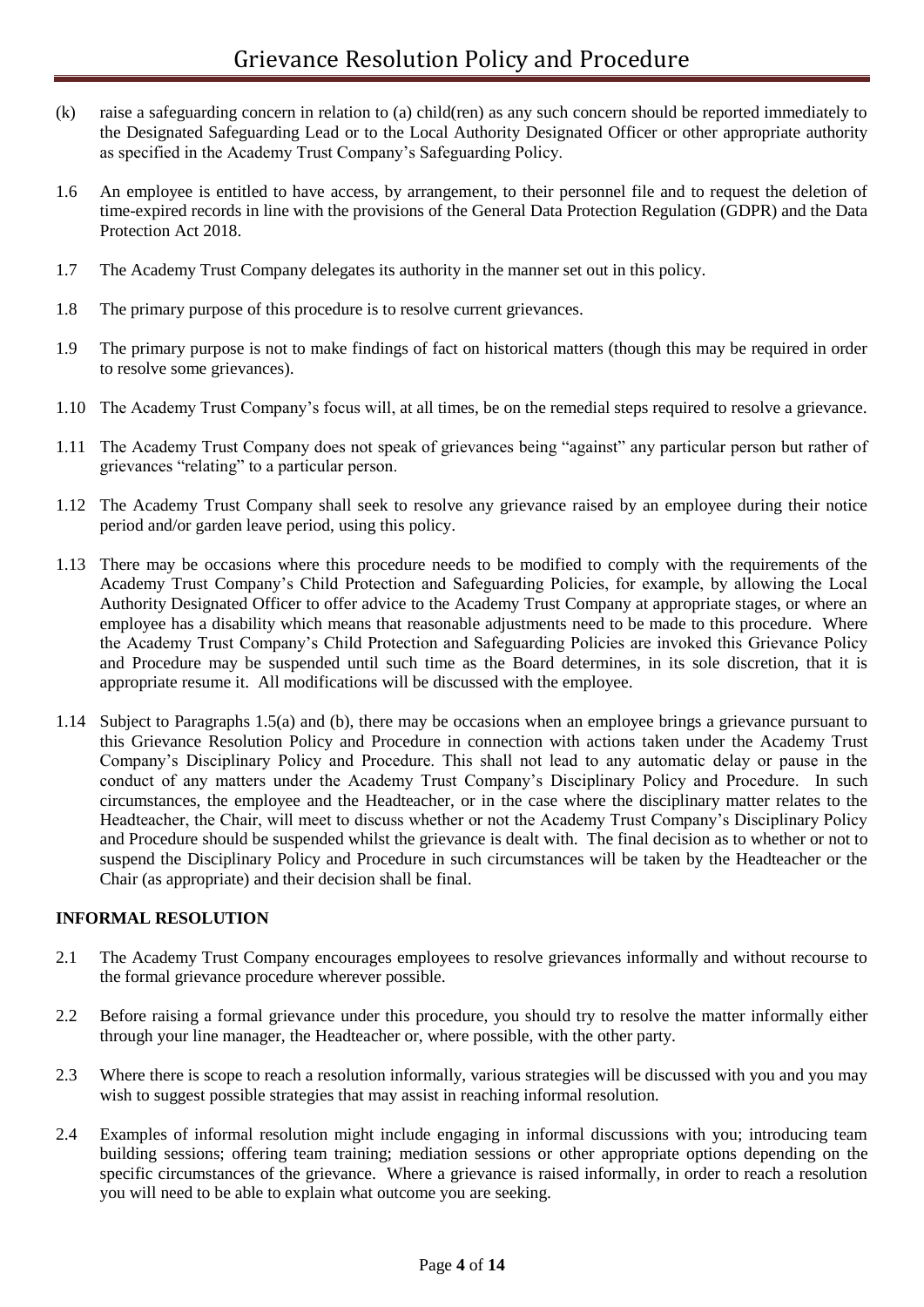(k) raise a safeguarding concern in relation to (a) child(ren) as any such concern should be reported immediately to the Designated Safeguarding Lead or to the Local Authority Designated Officer or other appropriate authority as specified in the Academy Trust Company's Safeguarding Policy.

1.6 An employee is entitled to have access, by arrangement, to their personnel file and to request the deletion of time-expired records in line with the provisions of the General Data Protection Regulation (GDPR) and the Data Protection Act 2018.

1.7 The Academy Trust Company delegates its authority in the manner set out in this policy.

1.8 The primary purpose of this procedure is to resolve current grievances.

1.9 The primary purpose is not to make findings of fact on historical matters (though this may be required in order to resolve some grievances).

1.10 The Academy Trust Company's focus will, at all times, be on the remedial steps required to resolve a grievance.

1.11 The Academy Trust Company does not speak of grievances being "against" any particular person but rather of grievances "relating" to a particular person.

1.12 The Academy Trust Company shall seek to resolve any grievance raised by an employee during their notice period and/or garden leave period, using this policy.

1.13 There may be occasions where this procedure needs to be modified to comply with the requirements of the Academy Trust Company's Child Protection and Safeguarding Policies, for example, by allowing the Local Authority Designated Officer to offer advice to the Academy Trust Company at appropriate stages, or where an employee has a disability which means that reasonable adjustments need to be made to this procedure. Where the Academy Trust Company's Child Protection and Safeguarding Policies are invoked this Grievance Policy and Procedure may be suspended until such time as the Board determines, in its sole discretion, that it is appropriate resume it. All modifications will be discussed with the employee.

1.14 Subject to Paragraphs 1.5(a) and (b), there may be occasions when an employee brings a grievance pursuant to this Grievance Resolution Policy and Procedure in connection with actions taken under the Academy Trust Company's Disciplinary Policy and Procedure. This shall not lead to any automatic delay or pause in the conduct of any matters under the Academy Trust Company's Disciplinary Policy and Procedure. In such circumstances, the employee and the Headteacher, or in the case where the disciplinary matter relates to the Headteacher, the Chair, will meet to discuss whether or not the Academy Trust Company's Disciplinary Policy and Procedure should be suspended whilst the grievance is dealt with. The final decision as to whether or not to suspend the Disciplinary Policy and Procedure in such circumstances will be taken by the Headteacher or the Chair (as appropriate) and their decision shall be final.

**INFORMAL RESOLUTION**

2.1 The Academy Trust Company encourages employees to resolve grievances informally and without recourse to the formal grievance procedure wherever possible.

2.2 Before raising a formal grievance under this procedure, you should try to resolve the matter informally either through your line manager, the Headteacher or, where possible, with the other party.

2.3 Where there is scope to reach a resolution informally, various strategies will be discussed with you and you may wish to suggest possible strategies that may assist in reaching informal resolution.

2.4 Examples of informal resolution might include engaging in informal discussions with you; introducing team building sessions; offering team training; mediation sessions or other appropriate options depending on the specific circumstances of the grievance. Where a grievance is raised informally, in order to reach a resolution you will need to be able to explain what outcome you are seeking.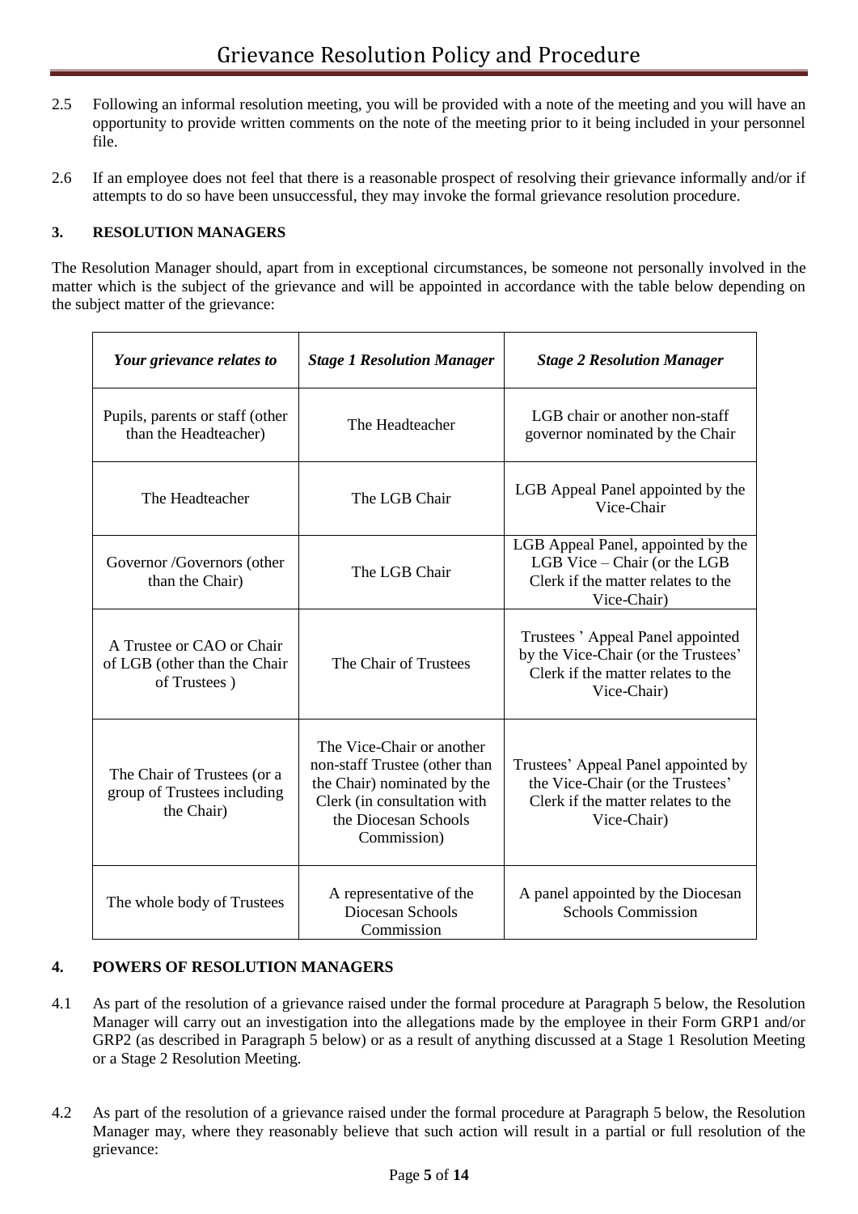2.5 Following an informal resolution meeting, you will be provided with a note of the meeting and you will have an opportunity to provide written comments on the note of the meeting prior to it being included in your personnel file.

2.6 If an employee does not feel that there is a reasonable prospect of resolving their grievance informally and/or if attempts to do so have been unsuccessful, they may invoke the formal grievance resolution procedure.

### 3. RESOLUTION MANAGERS

The Resolution Manager should, apart from in exceptional circumstances, be someone not personally involved in the matter which is the subject of the grievance and will be appointed in accordance with the table below depending on the subject matter of the grievance:

| *Your grievance relates to* | *Stage 1 Resolution Manager* | *Stage 2 Resolution Manager* |
|---|---|---|
| Pupils, parents or staff (other than the Headteacher) | The Headteacher | LGB chair or another non-staff governor nominated by the Chair |
| The Headteacher | The LGB Chair | LGB Appeal Panel appointed by the Vice-Chair |
| Governor /Governors (other than the Chair) | The LGB Chair | LGB Appeal Panel, appointed by the LGB Vice – Chair (or the LGB Clerk if the matter relates to the Vice-Chair) |
| A Trustee or CAO or Chair of LGB (other than the Chair of Trustees ) | The Chair of Trustees | Trustees ' Appeal Panel appointed by the Vice-Chair (or the Trustees' Clerk if the matter relates to the Vice-Chair) |
| The Chair of Trustees (or a group of Trustees including the Chair) | The Vice-Chair or another non-staff Trustee (other than the Chair) nominated by the Clerk (in consultation with the Diocesan Schools Commission) | Trustees' Appeal Panel appointed by the Vice-Chair (or the Trustees' Clerk if the matter relates to the Vice-Chair) |
| The whole body of Trustees | A representative of the Diocesan Schools Commission | A panel appointed by the Diocesan Schools Commission |

### 4. POWERS OF RESOLUTION MANAGERS

4.1 As part of the resolution of a grievance raised under the formal procedure at Paragraph 5 below, the Resolution Manager will carry out an investigation into the allegations made by the employee in their Form GRP1 and/or GRP2 (as described in Paragraph 5 below) or as a result of anything discussed at a Stage 1 Resolution Meeting or a Stage 2 Resolution Meeting.

4.2 As part of the resolution of a grievance raised under the formal procedure at Paragraph 5 below, the Resolution Manager may, where they reasonably believe that such action will result in a partial or full resolution of the grievance: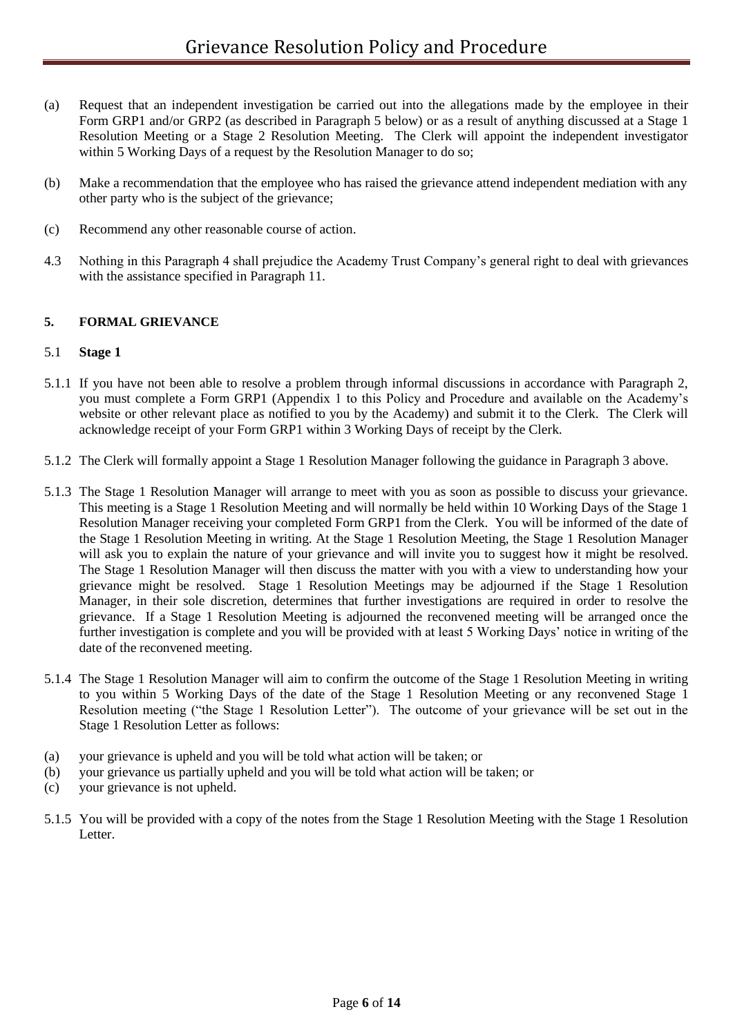(a) Request that an independent investigation be carried out into the allegations made by the employee in their Form GRP1 and/or GRP2 (as described in Paragraph 5 below) or as a result of anything discussed at a Stage 1 Resolution Meeting or a Stage 2 Resolution Meeting. The Clerk will appoint the independent investigator within 5 Working Days of a request by the Resolution Manager to do so;

(b) Make a recommendation that the employee who has raised the grievance attend independent mediation with any other party who is the subject of the grievance;

(c) Recommend any other reasonable course of action.

4.3 Nothing in this Paragraph 4 shall prejudice the Academy Trust Company's general right to deal with grievances with the assistance specified in Paragraph 11.

## 5. FORMAL GRIEVANCE

### 5.1 Stage 1

5.1.1 If you have not been able to resolve a problem through informal discussions in accordance with Paragraph 2, you must complete a Form GRP1 (Appendix 1 to this Policy and Procedure and available on the Academy's website or other relevant place as notified to you by the Academy) and submit it to the Clerk. The Clerk will acknowledge receipt of your Form GRP1 within 3 Working Days of receipt by the Clerk.

5.1.2 The Clerk will formally appoint a Stage 1 Resolution Manager following the guidance in Paragraph 3 above.

5.1.3 The Stage 1 Resolution Manager will arrange to meet with you as soon as possible to discuss your grievance. This meeting is a Stage 1 Resolution Meeting and will normally be held within 10 Working Days of the Stage 1 Resolution Manager receiving your completed Form GRP1 from the Clerk. You will be informed of the date of the Stage 1 Resolution Meeting in writing. At the Stage 1 Resolution Meeting, the Stage 1 Resolution Manager will ask you to explain the nature of your grievance and will invite you to suggest how it might be resolved. The Stage 1 Resolution Manager will then discuss the matter with you with a view to understanding how your grievance might be resolved. Stage 1 Resolution Meetings may be adjourned if the Stage 1 Resolution Manager, in their sole discretion, determines that further investigations are required in order to resolve the grievance. If a Stage 1 Resolution Meeting is adjourned the reconvened meeting will be arranged once the further investigation is complete and you will be provided with at least 5 Working Days' notice in writing of the date of the reconvened meeting.

5.1.4 The Stage 1 Resolution Manager will aim to confirm the outcome of the Stage 1 Resolution Meeting in writing to you within 5 Working Days of the date of the Stage 1 Resolution Meeting or any reconvened Stage 1 Resolution meeting ("the Stage 1 Resolution Letter"). The outcome of your grievance will be set out in the Stage 1 Resolution Letter as follows:

(a) your grievance is upheld and you will be told what action will be taken; or
(b) your grievance us partially upheld and you will be told what action will be taken; or
(c) your grievance is not upheld.

5.1.5 You will be provided with a copy of the notes from the Stage 1 Resolution Meeting with the Stage 1 Resolution Letter.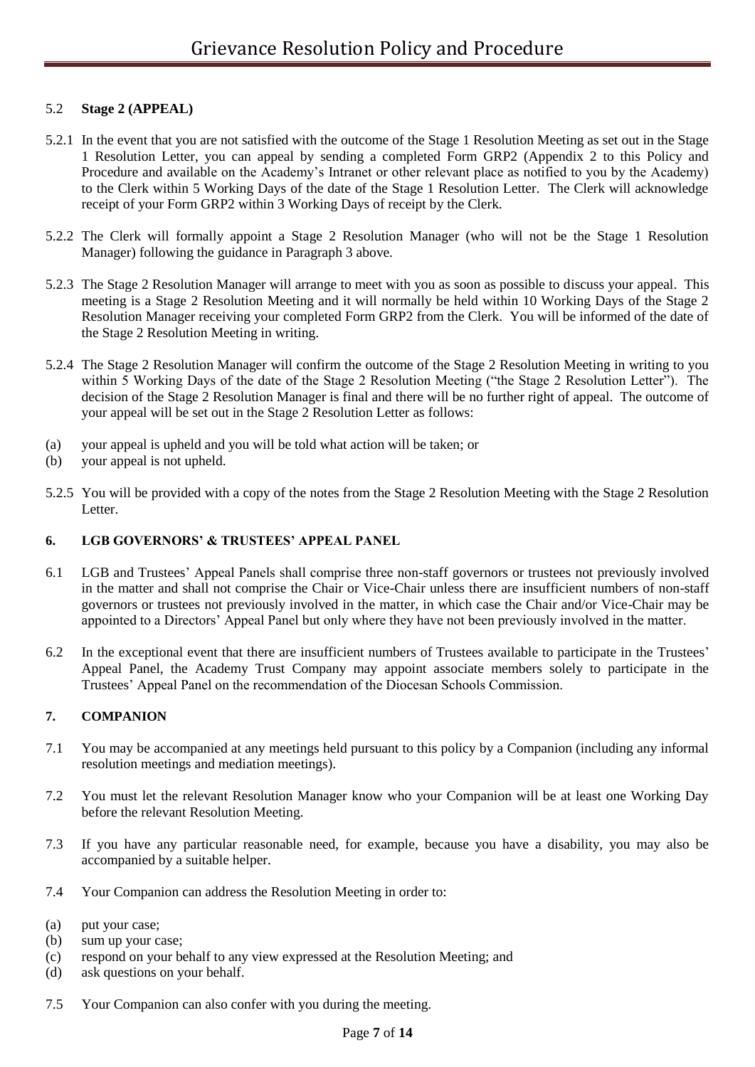### 5.2 **Stage 2 (APPEAL)**

5.2.1 In the event that you are not satisfied with the outcome of the Stage 1 Resolution Meeting as set out in the Stage 1 Resolution Letter, you can appeal by sending a completed Form GRP2 (Appendix 2 to this Policy and Procedure and available on the Academy's Intranet or other relevant place as notified to you by the Academy) to the Clerk within 5 Working Days of the date of the Stage 1 Resolution Letter. The Clerk will acknowledge receipt of your Form GRP2 within 3 Working Days of receipt by the Clerk.

5.2.2 The Clerk will formally appoint a Stage 2 Resolution Manager (who will not be the Stage 1 Resolution Manager) following the guidance in Paragraph 3 above.

5.2.3 The Stage 2 Resolution Manager will arrange to meet with you as soon as possible to discuss your appeal. This meeting is a Stage 2 Resolution Meeting and it will normally be held within 10 Working Days of the Stage 2 Resolution Manager receiving your completed Form GRP2 from the Clerk. You will be informed of the date of the Stage 2 Resolution Meeting in writing.

5.2.4 The Stage 2 Resolution Manager will confirm the outcome of the Stage 2 Resolution Meeting in writing to you within 5 Working Days of the date of the Stage 2 Resolution Meeting ("the Stage 2 Resolution Letter"). The decision of the Stage 2 Resolution Manager is final and there will be no further right of appeal. The outcome of your appeal will be set out in the Stage 2 Resolution Letter as follows:

(a) your appeal is upheld and you will be told what action will be taken; or
(b) your appeal is not upheld.

5.2.5 You will be provided with a copy of the notes from the Stage 2 Resolution Meeting with the Stage 2 Resolution Letter.

## 6. LGB GOVERNORS' & TRUSTEES' APPEAL PANEL

6.1 LGB and Trustees' Appeal Panels shall comprise three non-staff governors or trustees not previously involved in the matter and shall not comprise the Chair or Vice-Chair unless there are insufficient numbers of non-staff governors or trustees not previously involved in the matter, in which case the Chair and/or Vice-Chair may be appointed to a Directors' Appeal Panel but only where they have not been previously involved in the matter.

6.2 In the exceptional event that there are insufficient numbers of Trustees available to participate in the Trustees' Appeal Panel, the Academy Trust Company may appoint associate members solely to participate in the Trustees' Appeal Panel on the recommendation of the Diocesan Schools Commission.

## 7. COMPANION

7.1 You may be accompanied at any meetings held pursuant to this policy by a Companion (including any informal resolution meetings and mediation meetings).

7.2 You must let the relevant Resolution Manager know who your Companion will be at least one Working Day before the relevant Resolution Meeting.

7.3 If you have any particular reasonable need, for example, because you have a disability, you may also be accompanied by a suitable helper.

7.4 Your Companion can address the Resolution Meeting in order to:

(a) put your case;
(b) sum up your case;
(c) respond on your behalf to any view expressed at the Resolution Meeting; and
(d) ask questions on your behalf.

7.5 Your Companion can also confer with you during the meeting.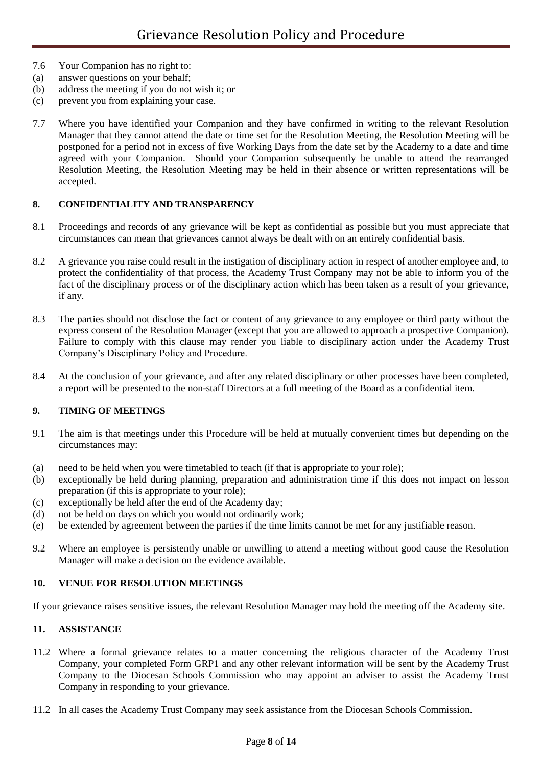7.6 Your Companion has no right to:

(a) answer questions on your behalf;

(b) address the meeting if you do not wish it; or

(c) prevent you from explaining your case.

7.7 Where you have identified your Companion and they have confirmed in writing to the relevant Resolution Manager that they cannot attend the date or time set for the Resolution Meeting, the Resolution Meeting will be postponed for a period not in excess of five Working Days from the date set by the Academy to a date and time agreed with your Companion. Should your Companion subsequently be unable to attend the rearranged Resolution Meeting, the Resolution Meeting may be held in their absence or written representations will be accepted.

### 8. CONFIDENTIALITY AND TRANSPARENCY

8.1 Proceedings and records of any grievance will be kept as confidential as possible but you must appreciate that circumstances can mean that grievances cannot always be dealt with on an entirely confidential basis.

8.2 A grievance you raise could result in the instigation of disciplinary action in respect of another employee and, to protect the confidentiality of that process, the Academy Trust Company may not be able to inform you of the fact of the disciplinary process or of the disciplinary action which has been taken as a result of your grievance, if any.

8.3 The parties should not disclose the fact or content of any grievance to any employee or third party without the express consent of the Resolution Manager (except that you are allowed to approach a prospective Companion). Failure to comply with this clause may render you liable to disciplinary action under the Academy Trust Company's Disciplinary Policy and Procedure.

8.4 At the conclusion of your grievance, and after any related disciplinary or other processes have been completed, a report will be presented to the non-staff Directors at a full meeting of the Board as a confidential item.

### 9. TIMING OF MEETINGS

9.1 The aim is that meetings under this Procedure will be held at mutually convenient times but depending on the circumstances may:

(a) need to be held when you were timetabled to teach (if that is appropriate to your role);

(b) exceptionally be held during planning, preparation and administration time if this does not impact on lesson preparation (if this is appropriate to your role);

(c) exceptionally be held after the end of the Academy day;

(d) not be held on days on which you would not ordinarily work;

(e) be extended by agreement between the parties if the time limits cannot be met for any justifiable reason.

9.2 Where an employee is persistently unable or unwilling to attend a meeting without good cause the Resolution Manager will make a decision on the evidence available.

### 10. VENUE FOR RESOLUTION MEETINGS

If your grievance raises sensitive issues, the relevant Resolution Manager may hold the meeting off the Academy site.

### 11. ASSISTANCE

11.2 Where a formal grievance relates to a matter concerning the religious character of the Academy Trust Company, your completed Form GRP1 and any other relevant information will be sent by the Academy Trust Company to the Diocesan Schools Commission who may appoint an adviser to assist the Academy Trust Company in responding to your grievance.

11.2 In all cases the Academy Trust Company may seek assistance from the Diocesan Schools Commission.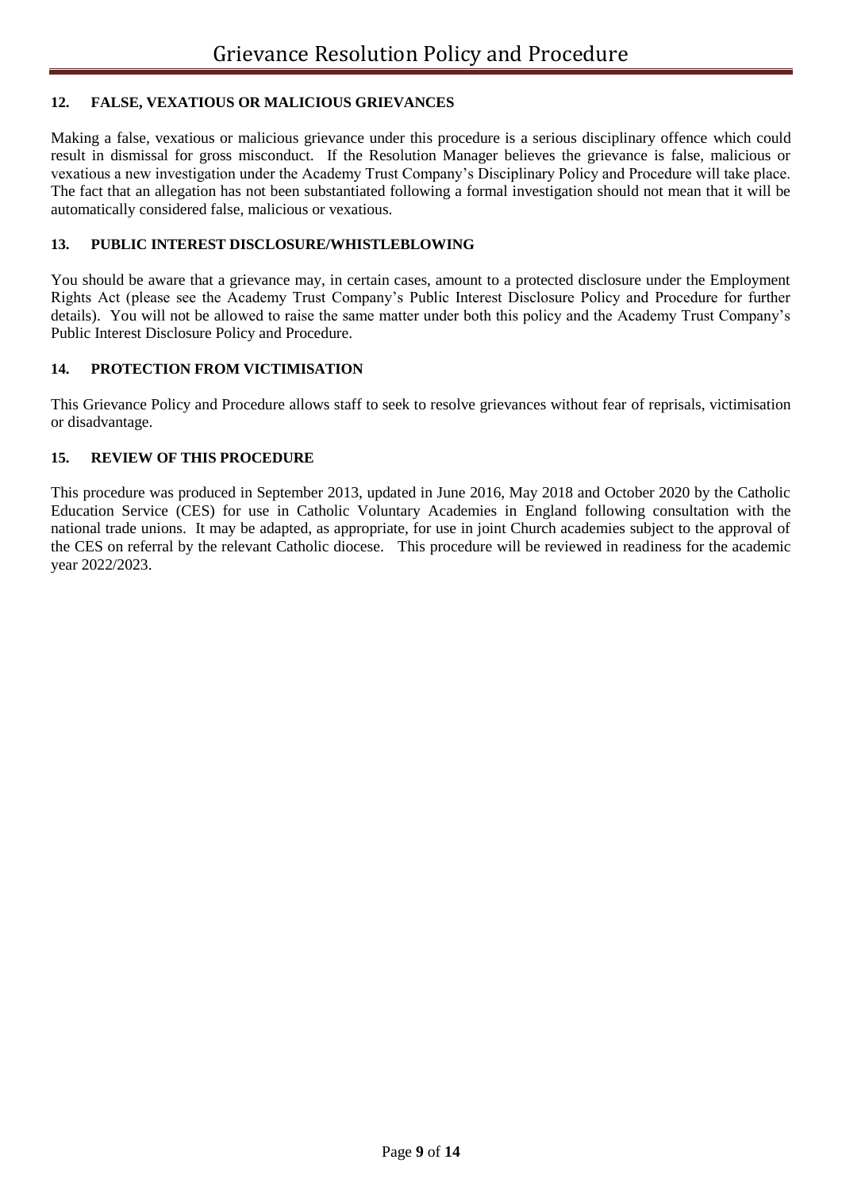## 12. FALSE, VEXATIOUS OR MALICIOUS GRIEVANCES

Making a false, vexatious or malicious grievance under this procedure is a serious disciplinary offence which could result in dismissal for gross misconduct. If the Resolution Manager believes the grievance is false, malicious or vexatious a new investigation under the Academy Trust Company's Disciplinary Policy and Procedure will take place. The fact that an allegation has not been substantiated following a formal investigation should not mean that it will be automatically considered false, malicious or vexatious.

## 13. PUBLIC INTEREST DISCLOSURE/WHISTLEBLOWING

You should be aware that a grievance may, in certain cases, amount to a protected disclosure under the Employment Rights Act (please see the Academy Trust Company's Public Interest Disclosure Policy and Procedure for further details). You will not be allowed to raise the same matter under both this policy and the Academy Trust Company's Public Interest Disclosure Policy and Procedure.

## 14. PROTECTION FROM VICTIMISATION

This Grievance Policy and Procedure allows staff to seek to resolve grievances without fear of reprisals, victimisation or disadvantage.

## 15. REVIEW OF THIS PROCEDURE

This procedure was produced in September 2013, updated in June 2016, May 2018 and October 2020 by the Catholic Education Service (CES) for use in Catholic Voluntary Academies in England following consultation with the national trade unions. It may be adapted, as appropriate, for use in joint Church academies subject to the approval of the CES on referral by the relevant Catholic diocese. This procedure will be reviewed in readiness for the academic year 2022/2023.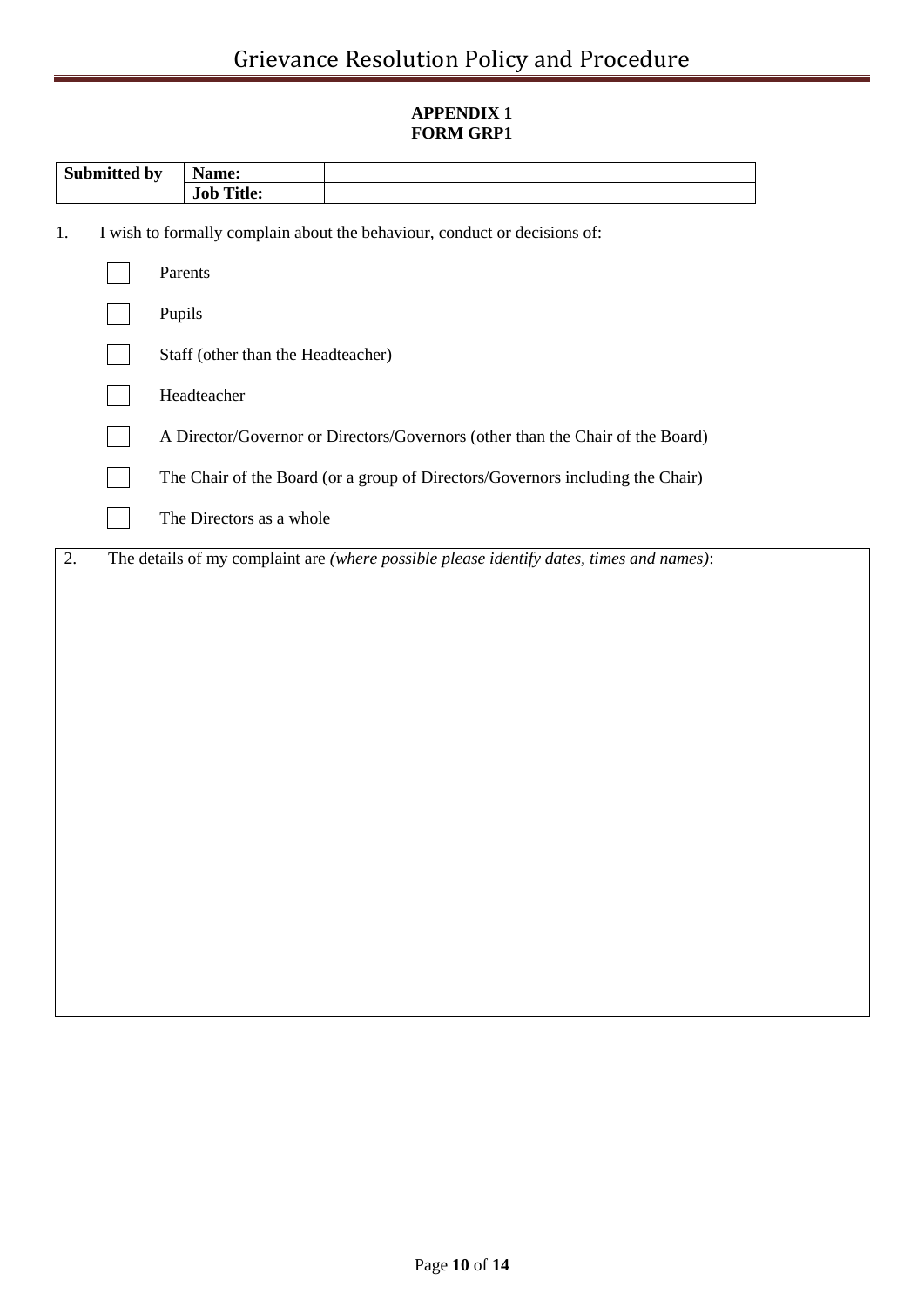**APPENDIX 1**
**FORM GRP1**

| Submitted by | Name: | |
|---|---|---|
| | Job Title: | |

1. I wish to formally complain about the behaviour, conduct or decisions of:

- [ ] Parents
- [ ] Pupils
- [ ] Staff (other than the Headteacher)
- [ ] Headteacher
- [ ] A Director/Governor or Directors/Governors (other than the Chair of the Board)
- [ ] The Chair of the Board (or a group of Directors/Governors including the Chair)
- [ ] The Directors as a whole

2. The details of my complaint are *(where possible please identify dates, times and names)*: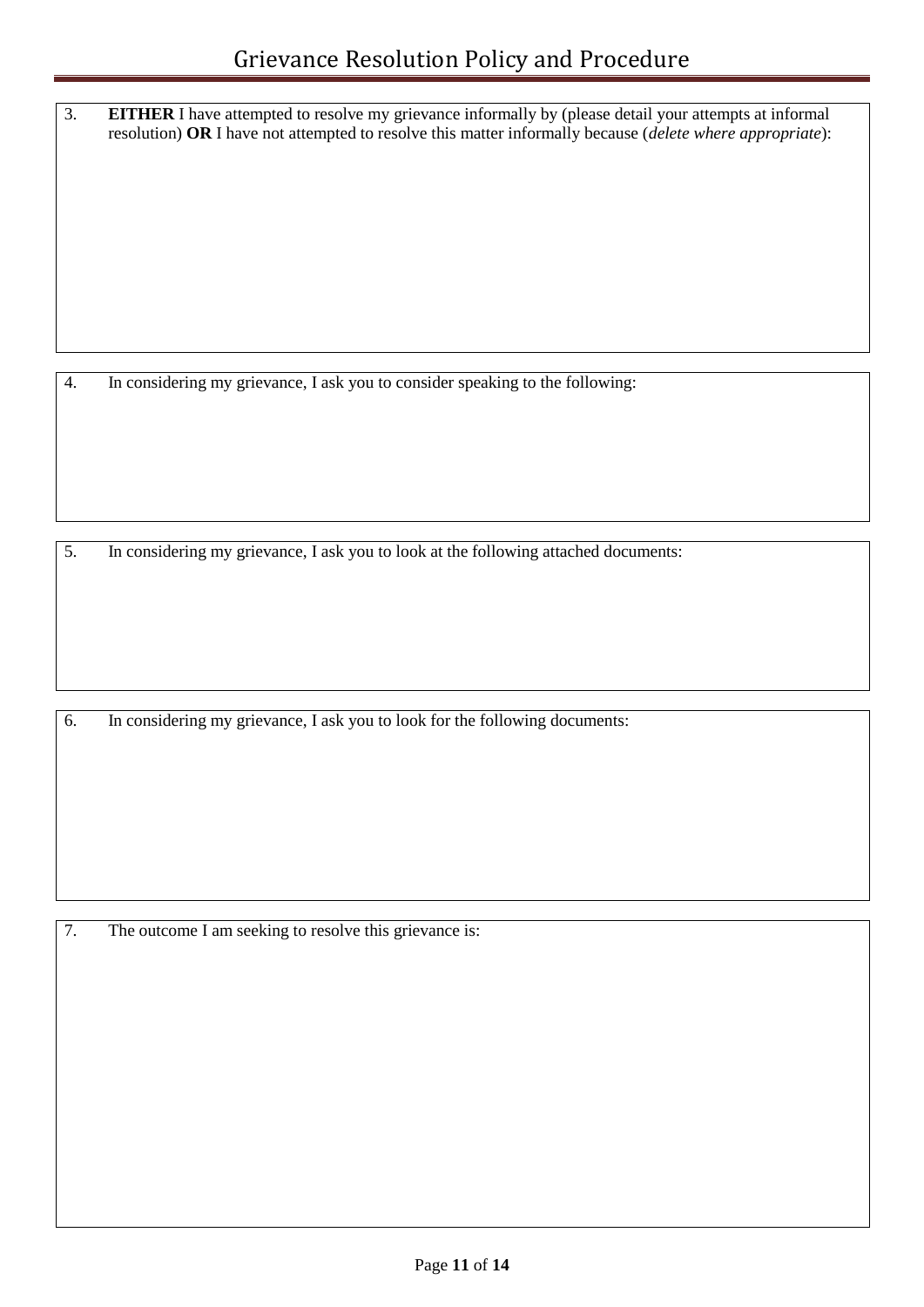3. **EITHER** I have attempted to resolve my grievance informally by (please detail your attempts at informal resolution) **OR** I have not attempted to resolve this matter informally because (*delete where appropriate*):

4. In considering my grievance, I ask you to consider speaking to the following:

5. In considering my grievance, I ask you to look at the following attached documents:

6. In considering my grievance, I ask you to look for the following documents:

7. The outcome I am seeking to resolve this grievance is: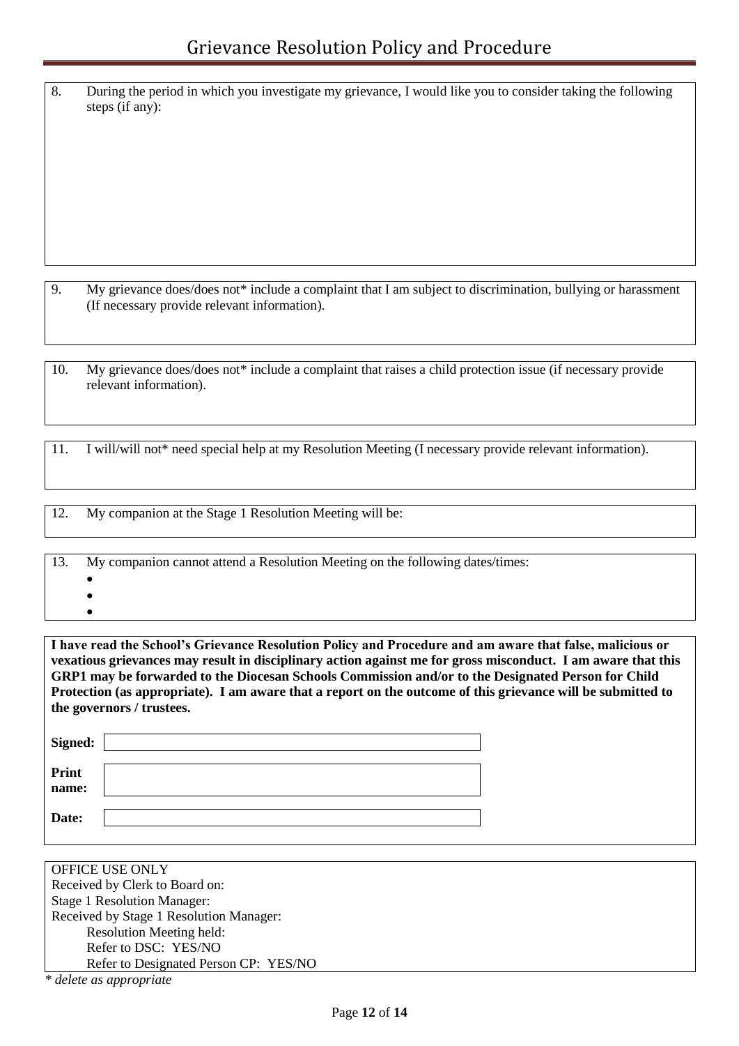8. During the period in which you investigate my grievance, I would like you to consider taking the following steps (if any):

9. My grievance does/does not* include a complaint that I am subject to discrimination, bullying or harassment (If necessary provide relevant information).

10. My grievance does/does not* include a complaint that raises a child protection issue (if necessary provide relevant information).

11. I will/will not* need special help at my Resolution Meeting (I necessary provide relevant information).

12. My companion at the Stage 1 Resolution Meeting will be:

13. My companion cannot attend a Resolution Meeting on the following dates/times:
    -
    -
    -

**I have read the School's Grievance Resolution Policy and Procedure and am aware that false, malicious or vexatious grievances may result in disciplinary action against me for gross misconduct. I am aware that this GRP1 may be forwarded to the Diocesan Schools Commission and/or to the Designated Person for Child Protection (as appropriate). I am aware that a report on the outcome of this grievance will be submitted to the governors / trustees.**

| | |
|---|---|
| **Signed:** | |
| **Print name:** | |
| **Date:** | |

OFFICE USE ONLY
Received by Clerk to Board on:
Stage 1 Resolution Manager:
Received by Stage 1 Resolution Manager:
Resolution Meeting held:
Refer to DSC: YES/NO
Refer to Designated Person CP: YES/NO

*\* delete as appropriate*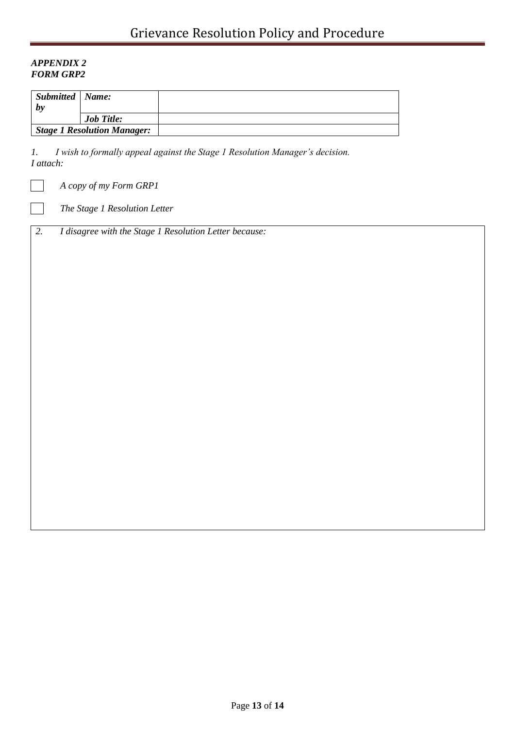***APPENDIX 2***
***FORM GRP2***

| ***Submitted by*** | ***Name:*** | |
|---|---|---|
| | ***Job Title:*** | |
| ***Stage 1 Resolution Manager:*** | | |

*1. I wish to formally appeal against the Stage 1 Resolution Manager's decision.*
*I attach:*

☐ *A copy of my Form GRP1*

☐ *The Stage 1 Resolution Letter*

| *2. I disagree with the Stage 1 Resolution Letter because:* |
|---|
| |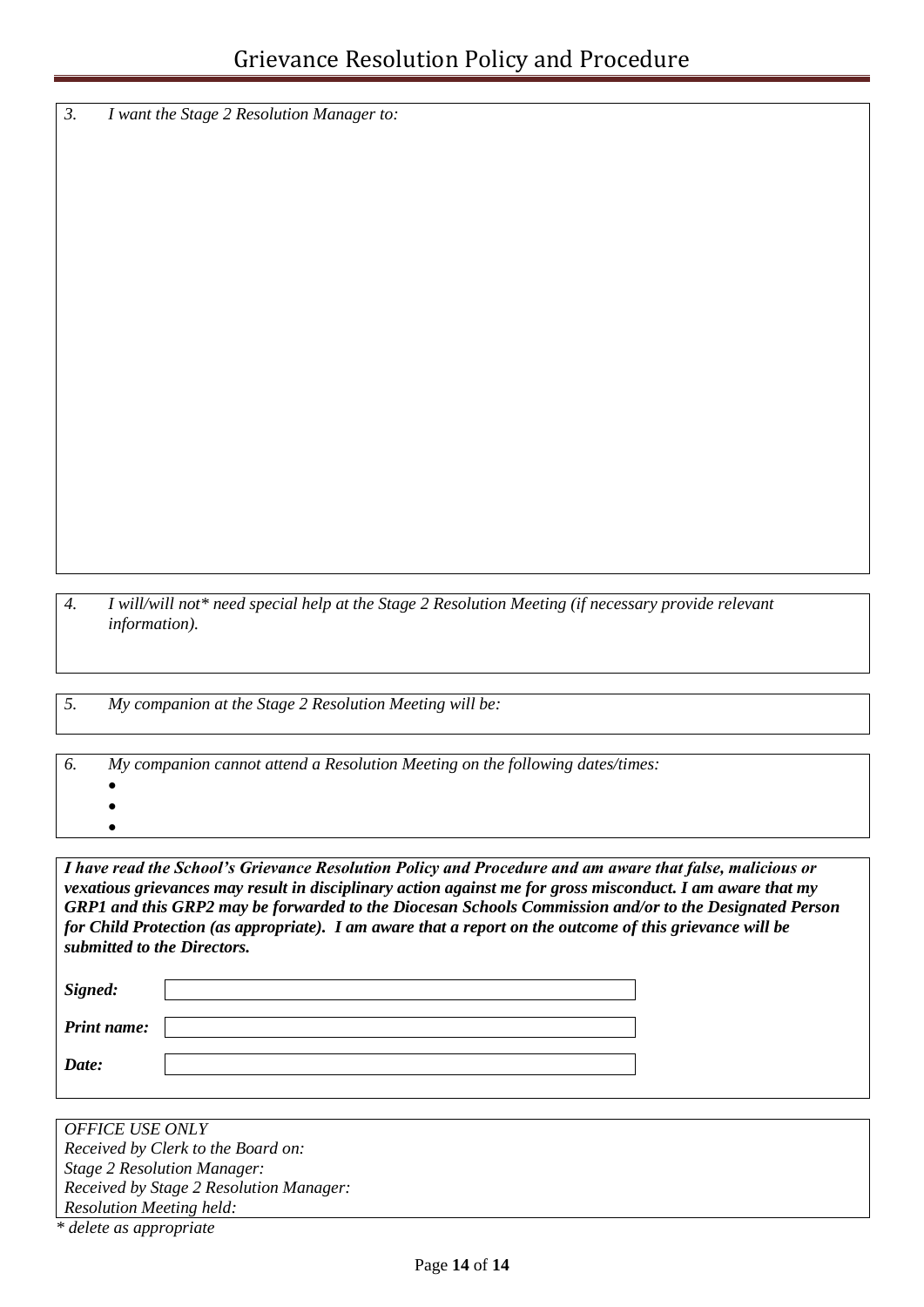*3. I want the Stage 2 Resolution Manager to:*

*4. I will/will not* need special help at the Stage 2 Resolution Meeting (if necessary provide relevant information).*

*5. My companion at the Stage 2 Resolution Meeting will be:*

*6. My companion cannot attend a Resolution Meeting on the following dates/times:*

- 
- 
- 

***I have read the School's Grievance Resolution Policy and Procedure and am aware that false, malicious or vexatious grievances may result in disciplinary action against me for gross misconduct. I am aware that my GRP1 and this GRP2 may be forwarded to the Diocesan Schools Commission and/or to the Designated Person for Child Protection (as appropriate). I am aware that a report on the outcome of this grievance will be submitted to the Directors.***

| | |
|---|---|
| ***Signed:*** | |
| ***Print name:*** | |
| ***Date:*** | |

*OFFICE USE ONLY*
*Received by Clerk to the Board on:*
*Stage 2 Resolution Manager:*
*Received by Stage 2 Resolution Manager:*
*Resolution Meeting held:*

** delete as appropriate*